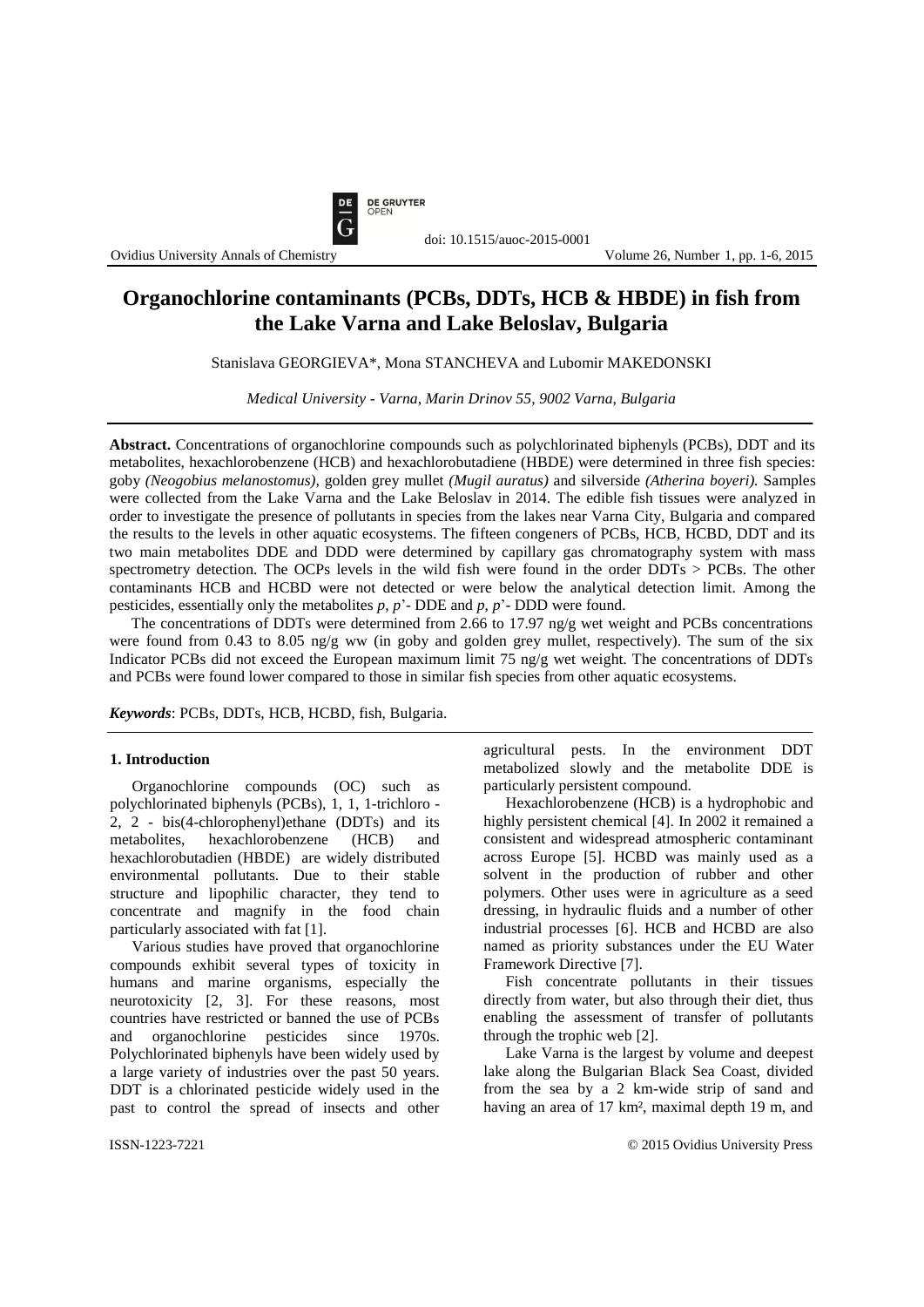# Organochlorine contaminants (PCBs, DDTs, HCB & HBDE) in fish from the Lake Varna and Lake Beloslav, Bulgaria

Stanislava GEORGIEVA*, Mona STANCHEVA and Lubomir MAKEDONSKI

*Medical University - Varna, Marin Drinov 55, 9002 Varna, Bulgaria*

---

**Abstract.** Concentrations of organochlorine compounds such as polychlorinated biphenyls (PCBs), DDT and its metabolites, hexachlorobenzene (HCB) and hexachlorobutadiene (HBDE) were determined in three fish species: goby *(Neogobius melanostomus)*, golden grey mullet *(Mugil auratus)* and silverside *(Atherina boyeri).* Samples were collected from the Lake Varna and the Lake Beloslav in 2014. The edible fish tissues were analyzed in order to investigate the presence of pollutants in species from the lakes near Varna City, Bulgaria and compared the results to the levels in other aquatic ecosystems. The fifteen congeners of PCBs, HCB, HCBD, DDT and its two main metabolites DDE and DDD were determined by capillary gas chromatography system with mass spectrometry detection. The OCPs levels in the wild fish were found in the order DDTs > PCBs. The other contaminants HCB and HCBD were not detected or were below the analytical detection limit. Among the pesticides, essentially only the metabolites *p, p*'- DDE and *p, p*'- DDD were found.

The concentrations of DDTs were determined from 2.66 to 17.97 ng/g wet weight and PCBs concentrations were found from 0.43 to 8.05 ng/g ww (in goby and golden grey mullet, respectively). The sum of the six Indicator PCBs did not exceed the European maximum limit 75 ng/g wet weight. The concentrations of DDTs and PCBs were found lower compared to those in similar fish species from other aquatic ecosystems.

***Keywords***: PCBs, DDTs, HCB, HCBD, fish, Bulgaria.

---

## 1. Introduction

Organochlorine compounds (OC) such as polychlorinated biphenyls (PCBs), 1, 1, 1-trichloro - 2, 2 - bis(4-chlorophenyl)ethane (DDTs) and its metabolites, hexachlorobenzene (HCB) and hexachlorobutadien (HBDE) are widely distributed environmental pollutants. Due to their stable structure and lipophilic character, they tend to concentrate and magnify in the food chain particularly associated with fat [1].

Various studies have proved that organochlorine compounds exhibit several types of toxicity in humans and marine organisms, especially the neurotoxicity [2, 3]. For these reasons, most countries have restricted or banned the use of PCBs and organochlorine pesticides since 1970s. Polychlorinated biphenyls have been widely used by a large variety of industries over the past 50 years. DDT is a chlorinated pesticide widely used in the past to control the spread of insects and other agricultural pests. In the environment DDT metabolized slowly and the metabolite DDE is particularly persistent compound.

Hexachlorobenzene (HCB) is a hydrophobic and highly persistent chemical [4]. In 2002 it remained a consistent and widespread atmospheric contaminant across Europe [5]. HCBD was mainly used as a solvent in the production of rubber and other polymers. Other uses were in agriculture as a seed dressing, in hydraulic fluids and a number of other industrial processes [6]. HCB and HCBD are also named as priority substances under the EU Water Framework Directive [7].

Fish concentrate pollutants in their tissues directly from water, but also through their diet, thus enabling the assessment of transfer of pollutants through the trophic web [2].

Lake Varna is the largest by volume and deepest lake along the Bulgarian Black Sea Coast, divided from the sea by a 2 km-wide strip of sand and having an area of 17 km², maximal depth 19 m, and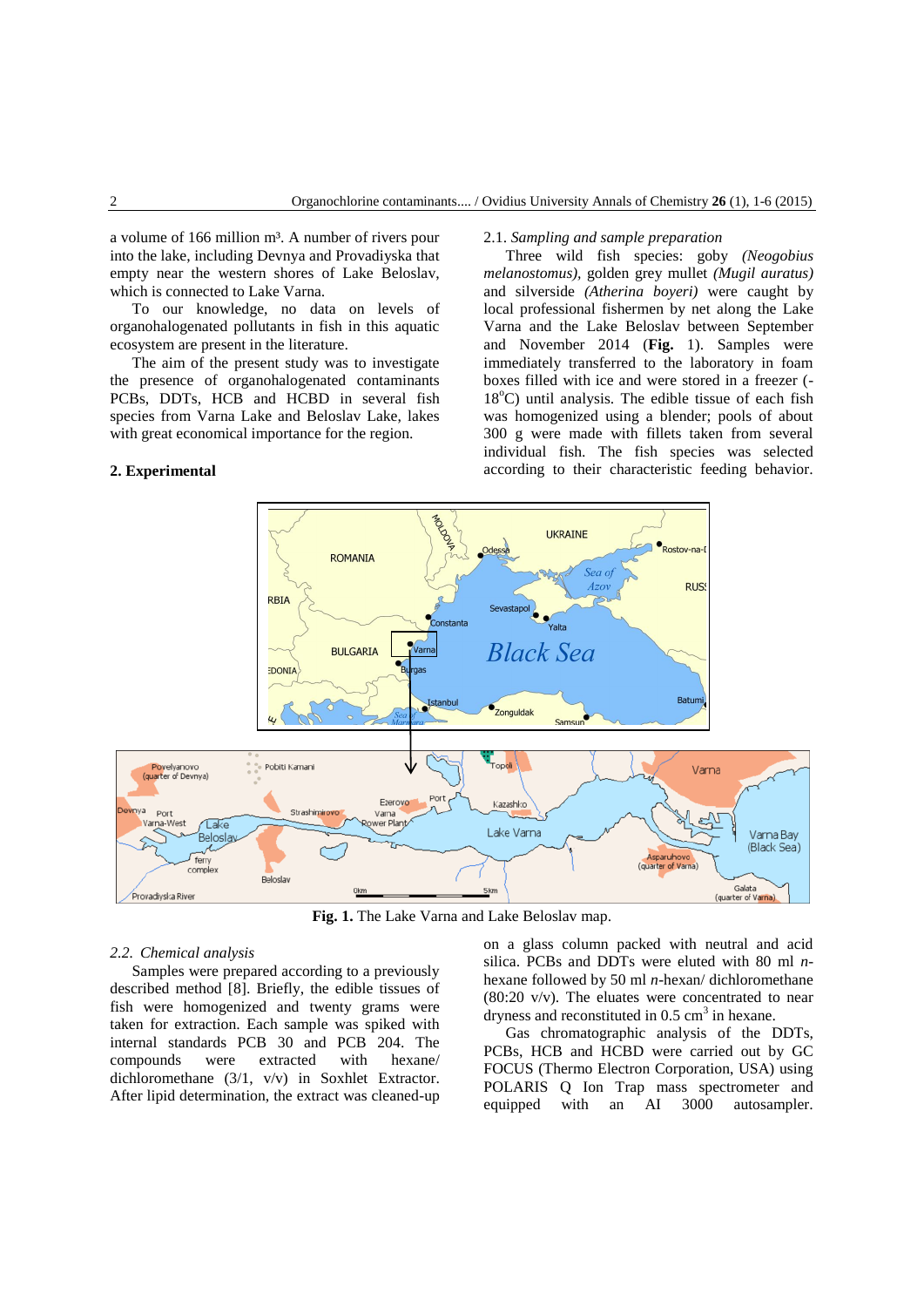a volume of 166 million m³. A number of rivers pour into the lake, including Devnya and Provadiyska that empty near the western shores of Lake Beloslav, which is connected to Lake Varna.

To our knowledge, no data on levels of organohalogenated pollutants in fish in this aquatic ecosystem are present in the literature.

The aim of the present study was to investigate the presence of organohalogenated contaminants PCBs, DDTs, HCB and HCBD in several fish species from Varna Lake and Beloslav Lake, lakes with great economical importance for the region.

## 2. Experimental

### 2.1. *Sampling and sample preparation*

Three wild fish species: goby *(Neogobius melanostomus)*, golden grey mullet *(Mugil auratus)* and silverside *(Atherina boyeri)* were caught by local professional fishermen by net along the Lake Varna and the Lake Beloslav between September and November 2014 (**Fig.** 1). Samples were immediately transferred to the laboratory in foam boxes filled with ice and were stored in a freezer (-18°C) until analysis. The edible tissue of each fish was homogenized using a blender; pools of about 300 g were made with fillets taken from several individual fish. The fish species was selected according to their characteristic feeding behavior.

**Fig. 1.** The Lake Varna and Lake Beloslav map.

### 2.2. *Chemical analysis*

Samples were prepared according to a previously described method [8]. Briefly, the edible tissues of fish were homogenized and twenty grams were taken for extraction. Each sample was spiked with internal standards PCB 30 and PCB 204. The compounds were extracted with hexane/ dichloromethane (3/1, v/v) in Soxhlet Extractor. After lipid determination, the extract was cleaned-up on a glass column packed with neutral and acid silica. PCBs and DDTs were eluted with 80 ml *n*-hexane followed by 50 ml *n*-hexan/ dichloromethane (80:20 v/v). The eluates were concentrated to near dryness and reconstituted in 0.5 cm³ in hexane.

Gas chromatographic analysis of the DDTs, PCBs, HCB and HCBD were carried out by GC FOCUS (Thermo Electron Corporation, USA) using POLARIS Q Ion Trap mass spectrometer and equipped with an AI 3000 autosampler.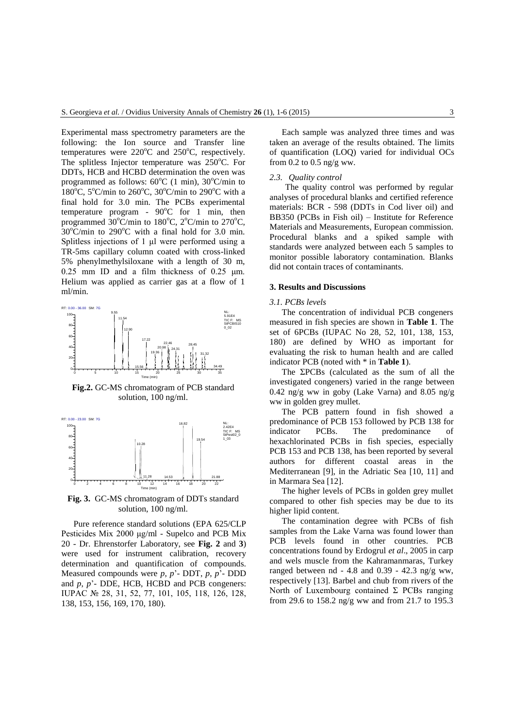Experimental mass spectrometry parameters are the following: the Ion source and Transfer line temperatures were 220°C and 250°C, respectively. The splitless Injector temperature was 250°C. For DDTs, HCB and HCBD determination the oven was programmed as follows: 60°C (1 min), 30°C/min to 180°C, 5°C/min to 260°C, 30°C/min to 290°C with a final hold for 3.0 min. The PCBs experimental temperature program - 90°C for 1 min, then programmed 30°C/min to 180°C, 2°C/min to 270°C, 30°C/min to 290°C with a final hold for 3.0 min. Splitless injections of 1 μl were performed using a TR-5ms capillary column coated with cross-linked 5% phenylmethylsiloxane with a length of 30 m, 0.25 mm ID and a film thickness of 0.25 μm. Helium was applied as carrier gas at a flow of 1 ml/min.

**Fig.2.** GC-MS chromatogram of PCB standard solution, 100 ng/ml.

**Fig. 3.** GC-MS chromatogram of DDTs standard solution, 100 ng/ml.

Pure reference standard solutions (EPA 625/CLP Pesticides Mix 2000 μg/ml - Supelco and PCB Mix 20 - Dr. Ehrenstorfer Laboratory, see **Fig. 2** and **3**) were used for instrument calibration, recovery determination and quantification of compounds. Measured compounds were *p, p*'- DDT, *p, p*'- DDD and *p, p*'- DDE, HCB, HCBD and PCB congeners: IUPAC № 28, 31, 52, 77, 101, 105, 118, 126, 128, 138, 153, 156, 169, 170, 180).

Each sample was analyzed three times and was taken an average of the results obtained. The limits of quantification (LOQ) varied for individual OCs from 0.2 to 0.5 ng/g ww.

### *2.3. Quality control*

The quality control was performed by regular analyses of procedural blanks and certified reference materials: BCR - 598 (DDTs in Cod liver oil) and BB350 (PCBs in Fish oil) – Institute for Reference Materials and Measurements, European commission. Procedural blanks and a spiked sample with standards were analyzed between each 5 samples to monitor possible laboratory contamination. Blanks did not contain traces of contaminants.

## **3. Results and Discussions**

### *3.1. PCBs levels*

The concentration of individual PCB congeners measured in fish species are shown in **Table 1**. The set of 6PCBs (IUPAC No 28, 52, 101, 138, 153, 180) are defined by WHO as important for evaluating the risk to human health and are called indicator PCB (noted with * in **Table 1**).

The ΣPCBs (calculated as the sum of all the investigated congeners) varied in the range between 0.42 ng/g ww in goby (Lake Varna) and 8.05 ng/g ww in golden grey mullet.

The PCB pattern found in fish showed a predominance of PCB 153 followed by PCB 138 for indicator PCBs. The predominance of hexachlorinated PCBs in fish species, especially PCB 153 and PCB 138, has been reported by several authors for different coastal areas in the Mediterranean [9], in the Adriatic Sea [10, 11] and in Marmara Sea [12].

The higher levels of PCBs in golden grey mullet compared to other fish species may be due to its higher lipid content.

The contamination degree with PCBs of fish samples from the Lake Varna was found lower than PCB levels found in other countries. PCB concentrations found by Erdogrul *et al*., 2005 in carp and wels muscle from the Kahramanmaras, Turkey ranged between nd - 4.8 and 0.39 - 42.3 ng/g ww, respectively [13]. Barbel and chub from rivers of the North of Luxembourg contained Σ PCBs ranging from 29.6 to 158.2 ng/g ww and from 21.7 to 195.3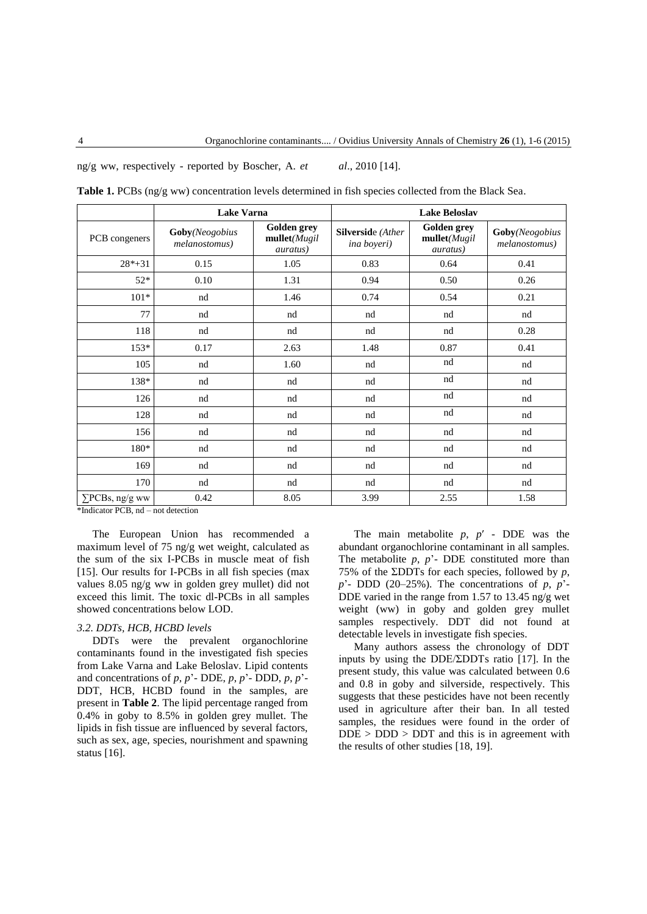ng/g ww, respectively - reported by Boscher, A. *et al*., 2010 [14].

**Table 1.** PCBs (ng/g ww) concentration levels determined in fish species collected from the Black Sea.

| | Lake Varna | | Lake Beloslav | | |
|---|---|---|---|---|---|
| PCB congeners | **Goby**(*Neogobius melanostomus)* | **Golden grey mullet**(*Mugil auratus)* | **Silverside** *(Atherina boyeri)* | **Golden grey mullet**(*Mugil auratus)* | **Goby**(*Neogobius melanostomus)* |
| 28*+31 | 0.15 | 1.05 | 0.83 | 0.64 | 0.41 |
| 52* | 0.10 | 1.31 | 0.94 | 0.50 | 0.26 |
| 101* | nd | 1.46 | 0.74 | 0.54 | 0.21 |
| 77 | nd | nd | nd | nd | nd |
| 118 | nd | nd | nd | nd | 0.28 |
| 153* | 0.17 | 2.63 | 1.48 | 0.87 | 0.41 |
| 105 | nd | 1.60 | nd | nd | nd |
| 138* | nd | nd | nd | nd | nd |
| 126 | nd | nd | nd | nd | nd |
| 128 | nd | nd | nd | nd | nd |
| 156 | nd | nd | nd | nd | nd |
| 180* | nd | nd | nd | nd | nd |
| 169 | nd | nd | nd | nd | nd |
| 170 | nd | nd | nd | nd | nd |
| ∑PCBs, ng/g ww | 0.42 | 8.05 | 3.99 | 2.55 | 1.58 |

*Indicator PCB, nd – not detection

The European Union has recommended a maximum level of 75 ng/g wet weight, calculated as the sum of the six I-PCBs in muscle meat of fish [15]. Our results for I-PCBs in all fish species (max values 8.05 ng/g ww in golden grey mullet) did not exceed this limit. The toxic dl-PCBs in all samples showed concentrations below LOD.

### *3.2. DDTs, HCB, HCBD levels*

DDTs were the prevalent organochlorine contaminants found in the investigated fish species from Lake Varna and Lake Beloslav. Lipid contents and concentrations of *p*, *p*'- DDE, *p*, *p*'- DDD, *p*, *p*'- DDT, HCB, HCBD found in the samples, are present in **Table 2**. The lipid percentage ranged from 0.4% in goby to 8.5% in golden grey mullet. The lipids in fish tissue are influenced by several factors, such as sex, age, species, nourishment and spawning status [16].

The main metabolite *p*, *p*′ - DDE was the abundant organochlorine contaminant in all samples. The metabolite *p*, *p*'- DDE constituted more than 75% of the ΣDDTs for each species, followed by *p*, *p*'- DDD (20–25%). The concentrations of *p*, *p*'- DDE varied in the range from 1.57 to 13.45 ng/g wet weight (ww) in goby and golden grey mullet samples respectively. DDT did not found at detectable levels in investigate fish species.

Many authors assess the chronology of DDT inputs by using the DDE/ΣDDTs ratio [17]. In the present study, this value was calculated between 0.6 and 0.8 in goby and silverside, respectively. This suggests that these pesticides have not been recently used in agriculture after their ban. In all tested samples, the residues were found in the order of DDE > DDD > DDT and this is in agreement with the results of other studies [18, 19].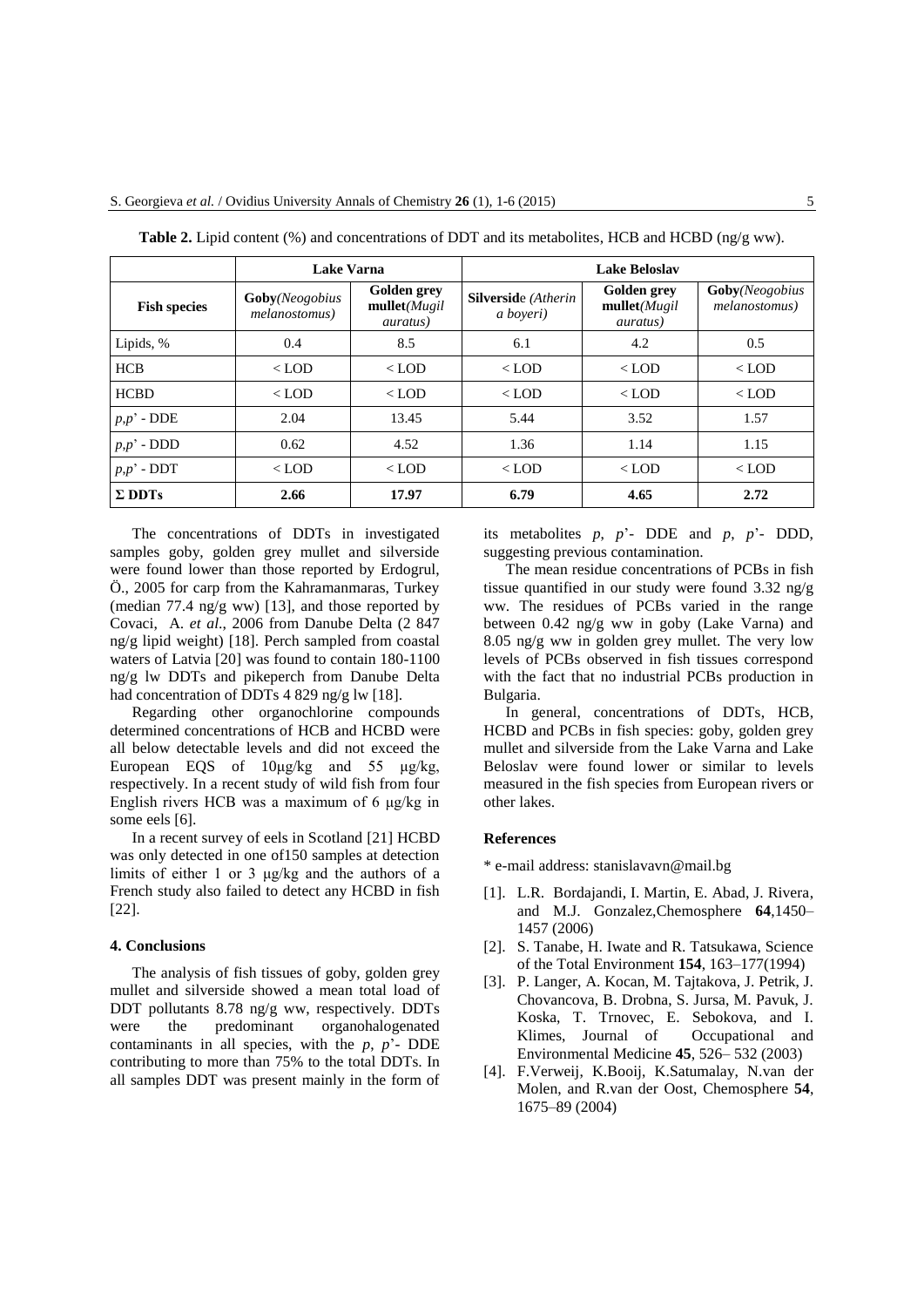**Table 2.** Lipid content (%) and concentrations of DDT and its metabolites, HCB and HCBD (ng/g ww).

| | Lake Varna | | Lake Beloslav | | |
|---|---|---|---|---|---|
| **Fish species** | **Goby**(*Neogobius melanostomus)* | **Golden grey mullet**(*Mugil auratus)* | **Silversid**e *(Atherin a boyeri)* | **Golden grey mullet**(*Mugil auratus)* | **Goby**(*Neogobius melanostomus)* |
| Lipids, % | 0.4 | 8.5 | 6.1 | 4.2 | 0.5 |
| HCB | < LOD | < LOD | < LOD | < LOD | < LOD |
| HCBD | < LOD | < LOD | < LOD | < LOD | < LOD |
| *p,p*' - DDE | 2.04 | 13.45 | 5.44 | 3.52 | 1.57 |
| *p,p*' - DDD | 0.62 | 4.52 | 1.36 | 1.14 | 1.15 |
| *p,p*' - DDT | < LOD | < LOD | < LOD | < LOD | < LOD |
| **Σ DDTs** | **2.66** | **17.97** | **6.79** | **4.65** | **2.72** |

The concentrations of DDTs in investigated samples goby, golden grey mullet and silverside were found lower than those reported by Erdogrul, Ö., 2005 for carp from the Kahramanmaras, Turkey (median 77.4 ng/g ww) [13], and those reported by Covaci, A. *et al*., 2006 from Danube Delta (2 847 ng/g lipid weight) [18]. Perch sampled from coastal waters of Latvia [20] was found to contain 180-1100 ng/g lw DDTs and pikeperch from Danube Delta had concentration of DDTs 4 829 ng/g lw [18].

Regarding other organochlorine compounds determined concentrations of HCB and HCBD were all below detectable levels and did not exceed the European EQS of 10μg/kg and 55 μg/kg, respectively. In a recent study of wild fish from four English rivers HCB was a maximum of 6 μg/kg in some eels [6].

In a recent survey of eels in Scotland [21] HCBD was only detected in one of150 samples at detection limits of either 1 or 3 μg/kg and the authors of a French study also failed to detect any HCBD in fish [22].

## 4. Conclusions

The analysis of fish tissues of goby, golden grey mullet and silverside showed a mean total load of DDT pollutants 8.78 ng/g ww, respectively. DDTs were the predominant organohalogenated contaminants in all species, with the *p, p*'- DDE contributing to more than 75% to the total DDTs. In all samples DDT was present mainly in the form of its metabolites *p, p*'- DDE and *p, p*'- DDD, suggesting previous contamination.

The mean residue concentrations of PCBs in fish tissue quantified in our study were found 3.32 ng/g ww. The residues of PCBs varied in the range between 0.42 ng/g ww in goby (Lake Varna) and 8.05 ng/g ww in golden grey mullet. The very low levels of PCBs observed in fish tissues correspond with the fact that no industrial PCBs production in Bulgaria.

In general, concentrations of DDTs, HCB, HCBD and PCBs in fish species: goby, golden grey mullet and silverside from the Lake Varna and Lake Beloslav were found lower or similar to levels measured in the fish species from European rivers or other lakes.

## References

* e-mail address: stanislavavn@mail.bg

[1]. L.R. Bordajandi, I. Martin, E. Abad, J. Rivera, and M.J. Gonzalez,Chemosphere **64**,1450–1457 (2006)

[2]. S. Tanabe, H. Iwate and R. Tatsukawa, Science of the Total Environment **154**, 163–177(1994)

[3]. P. Langer, A. Kocan, M. Tajtakova, J. Petrik, J. Chovancova, B. Drobna, S. Jursa, M. Pavuk, J. Koska, T. Trnovec, E. Sebokova, and I. Klimes, Journal of Occupational and Environmental Medicine **45**, 526– 532 (2003)

[4]. F.Verweij, K.Booij, K.Satumalay, N.van der Molen, and R.van der Oost, Chemosphere **54**, 1675–89 (2004)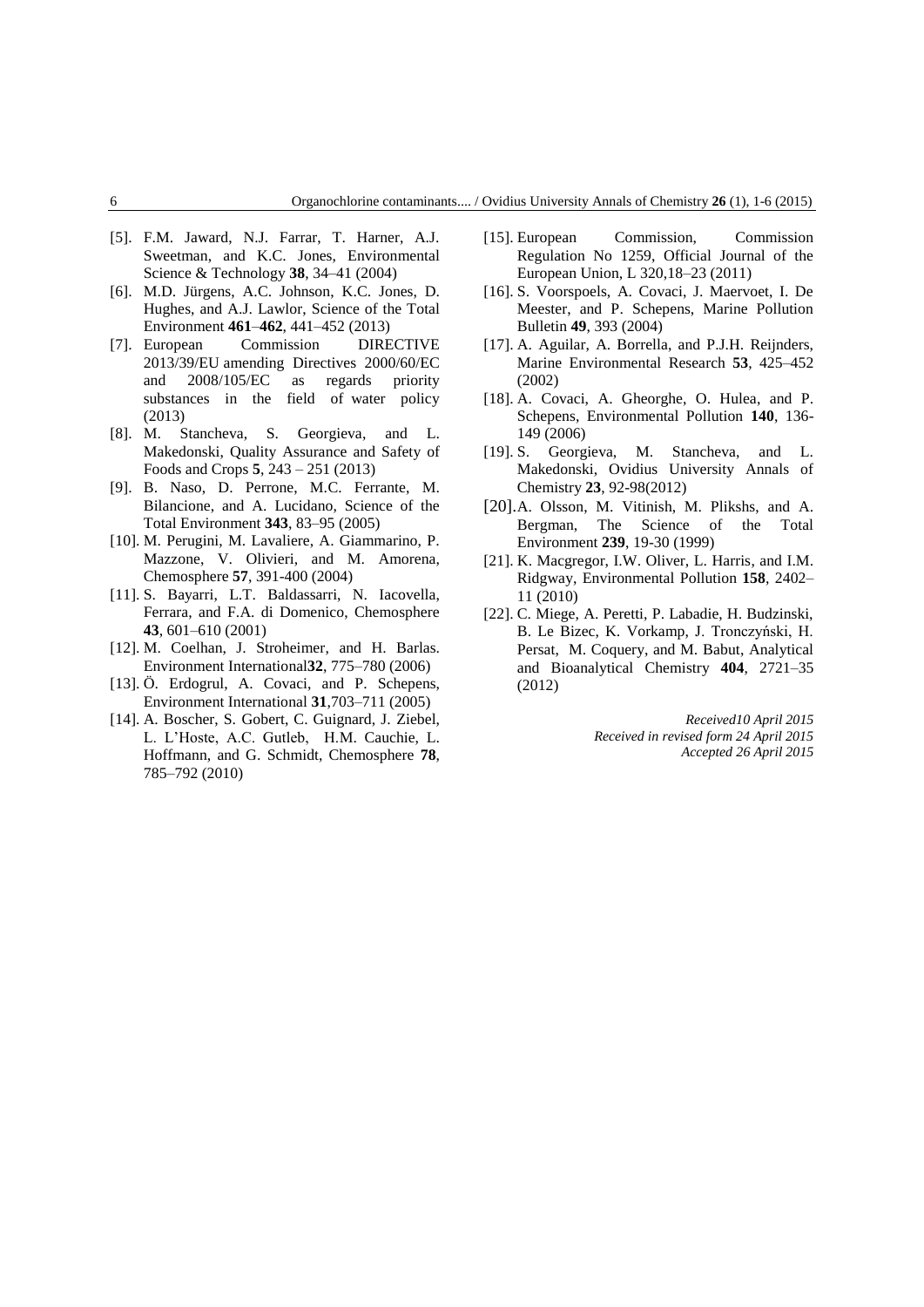[5]. F.M. Jaward, N.J. Farrar, T. Harner, A.J. Sweetman, and K.C. Jones, Environmental Science & Technology **38**, 34–41 (2004)

[6]. M.D. Jürgens, A.C. Johnson, K.C. Jones, D. Hughes, and A.J. Lawlor, Science of the Total Environment **461**–**462**, 441–452 (2013)

[7]. European Commission DIRECTIVE 2013/39/EU amending Directives 2000/60/EC and 2008/105/EC as regards priority substances in the field of water policy (2013)

[8]. M. Stancheva, S. Georgieva, and L. Makedonski, Quality Assurance and Safety of Foods and Crops **5**, 243 – 251 (2013)

[9]. B. Naso, D. Perrone, M.C. Ferrante, M. Bilancione, and A. Lucidano, Science of the Total Environment **343**, 83–95 (2005)

[10]. M. Perugini, M. Lavaliere, A. Giammarino, P. Mazzone, V. Olivieri, and M. Amorena, Chemosphere **57**, 391-400 (2004)

[11]. S. Bayarri, L.T. Baldassarri, N. Iacovella, Ferrara, and F.A. di Domenico, Chemosphere **43**, 601–610 (2001)

[12]. M. Coelhan, J. Stroheimer, and H. Barlas. Environment International**32**, 775–780 (2006)

[13]. Ö. Erdogrul, A. Covaci, and P. Schepens, Environment International **31**,703–711 (2005)

[14]. A. Boscher, S. Gobert, C. Guignard, J. Ziebel, L. L'Hoste, A.C. Gutleb, H.M. Cauchie, L. Hoffmann, and G. Schmidt, Chemosphere **78**, 785–792 (2010)

[15]. European Commission, Commission Regulation No 1259, Official Journal of the European Union, L 320,18–23 (2011)

[16]. S. Voorspoels, A. Covaci, J. Maervoet, I. De Meester, and P. Schepens, Marine Pollution Bulletin **49**, 393 (2004)

[17]. A. Aguilar, A. Borrella, and P.J.H. Reijnders, Marine Environmental Research **53**, 425–452 (2002)

[18]. A. Covaci, A. Gheorghe, O. Hulea, and P. Schepens, Environmental Pollution **140**, 136-149 (2006)

[19]. S. Georgieva, M. Stancheva, and L. Makedonski, Ovidius University Annals of Chemistry **23**, 92-98(2012)

[20]. A. Olsson, M. Vitinish, M. Plikshs, and A. Bergman, The Science of the Total Environment **239**, 19-30 (1999)

[21]. K. Macgregor, I.W. Oliver, L. Harris, and I.M. Ridgway, Environmental Pollution **158**, 2402–11 (2010)

[22]. C. Miege, A. Peretti, P. Labadie, H. Budzinski, B. Le Bizec, K. Vorkamp, J. Tronczyński, H. Persat, M. Coquery, and M. Babut, Analytical and Bioanalytical Chemistry **404**, 2721–35 (2012)

*Received10 April 2015*
*Received in revised form 24 April 2015*
*Accepted 26 April 2015*